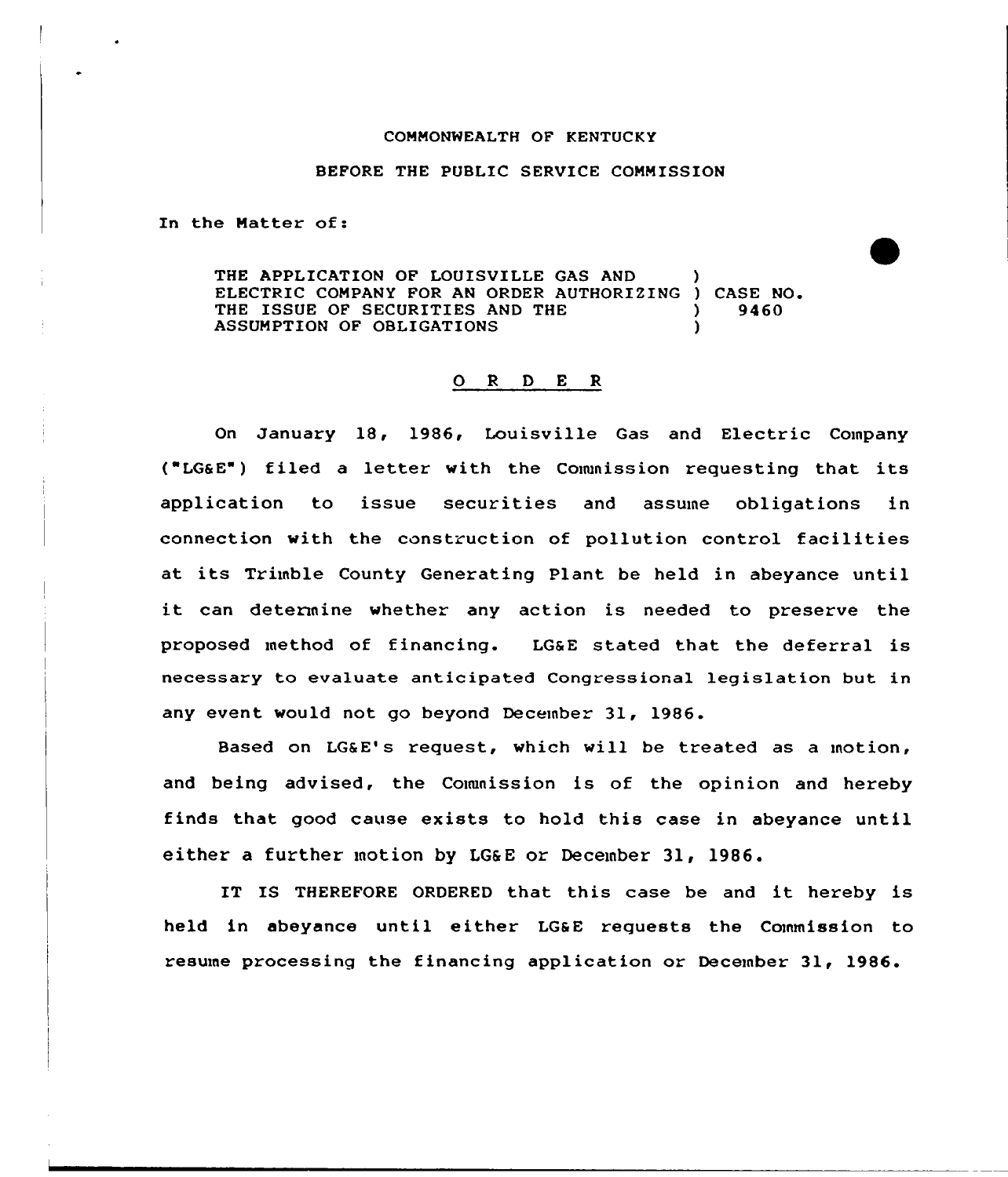COMMONWEALTH OF KENTUCKY

BEFORE THE PUBLIC SERVICE COMMISSION

In the Matter of:

| | |
|---|---|
| THE APPLICATION OF LOUISVILLE GAS AND ELECTRIC COMPANY FOR AN ORDER AUTHORIZING THE ISSUE OF SECURITIES AND THE ASSUMPTION OF OBLIGATIONS | ) CASE NO. 9460 |

## O R D E R

On January 18, 1986, Louisville Gas and Electric Company ("LG&E") filed a letter with the Commission requesting that its application to issue securities and assume obligations in connection with the construction of pollution control facilities at its Trimble County Generating Plant be held in abeyance until it can determine whether any action is needed to preserve the proposed method of financing. LG&E stated that the deferral is necessary to evaluate anticipated Congressional legislation but in any event would not go beyond December 31, 1986.

Based on LG&E's request, which will be treated as a motion, and being advised, the Commission is of the opinion and hereby finds that good cause exists to hold this case in abeyance until either a further motion by LG&E or December 31, 1986.

IT IS THEREFORE ORDERED that this case be and it hereby is held in abeyance until either LG&E requests the Commission to resume processing the financing application or December 31, 1986.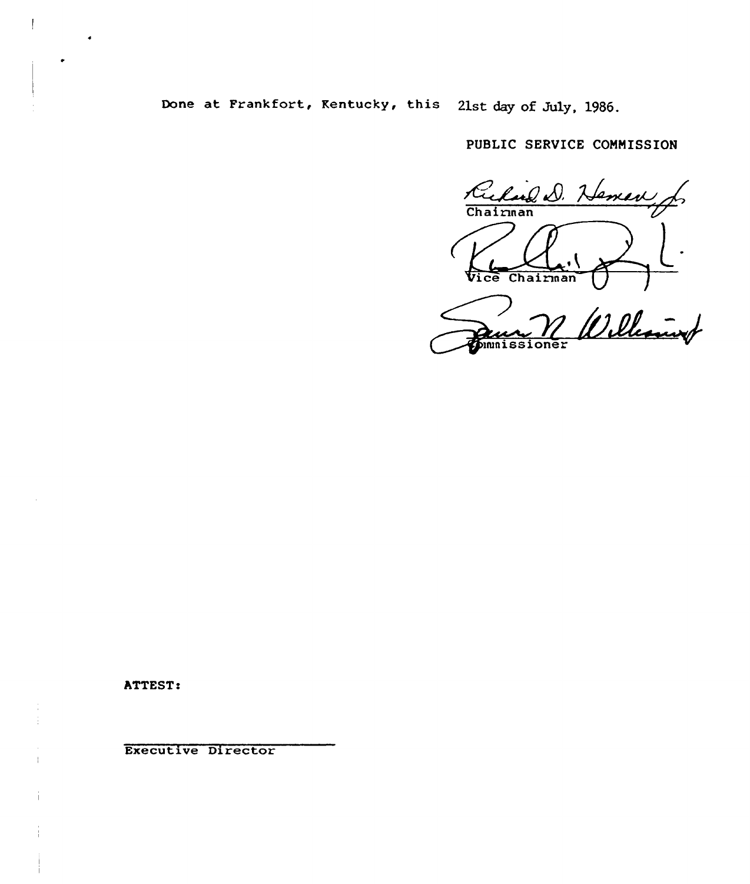Done at Frankfort, Kentucky, this 21st day of July, 1986.

PUBLIC SERVICE COMMISSION

Chairman

Vice Chairman

Commissioner

ATTEST:

Executive Director